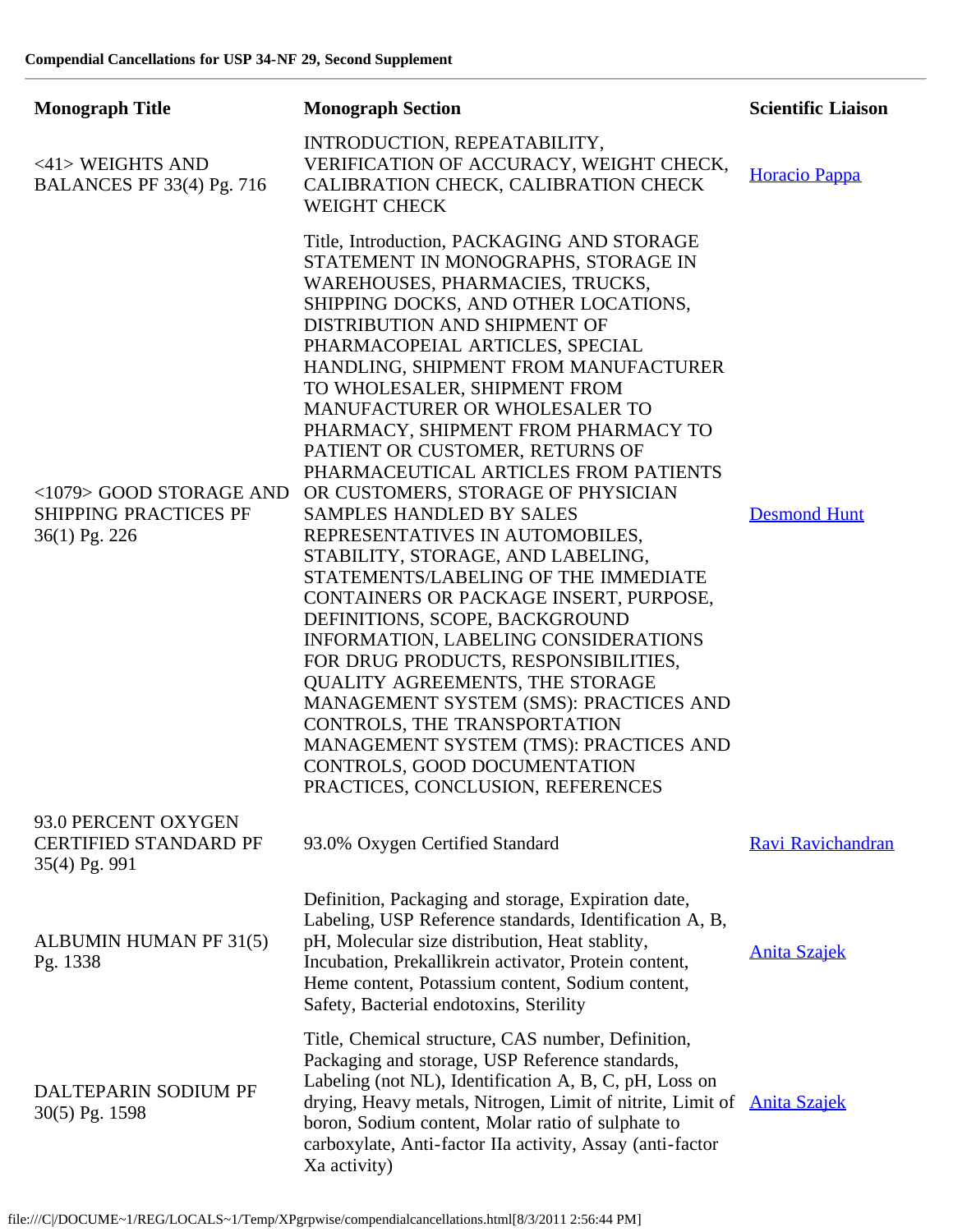**Compendial Cancellations for USP 34-NF 29, Second Supplement**

| Monograph Title | Monograph Section | Scientific Liaison |
| --- | --- | --- |
| <41> WEIGHTS AND BALANCES PF 33(4) Pg. 716 | INTRODUCTION, REPEATABILITY, VERIFICATION OF ACCURACY, WEIGHT CHECK, CALIBRATION CHECK, CALIBRATION CHECK WEIGHT CHECK | Horacio Pappa |
| <1079> GOOD STORAGE AND SHIPPING PRACTICES PF 36(1) Pg. 226 | Title, Introduction, PACKAGING AND STORAGE STATEMENT IN MONOGRAPHS, STORAGE IN WAREHOUSES, PHARMACIES, TRUCKS, SHIPPING DOCKS, AND OTHER LOCATIONS, DISTRIBUTION AND SHIPMENT OF PHARMACOPEIAL ARTICLES, SPECIAL HANDLING, SHIPMENT FROM MANUFACTURER TO WHOLESALER, SHIPMENT FROM MANUFACTURER OR WHOLESALER TO PHARMACY, SHIPMENT FROM PHARMACY TO PATIENT OR CUSTOMER, RETURNS OF PHARMACEUTICAL ARTICLES FROM PATIENTS OR CUSTOMERS, STORAGE OF PHYSICIAN SAMPLES HANDLED BY SALES REPRESENTATIVES IN AUTOMOBILES, STABILITY, STORAGE, AND LABELING, STATEMENTS/LABELING OF THE IMMEDIATE CONTAINERS OR PACKAGE INSERT, PURPOSE, DEFINITIONS, SCOPE, BACKGROUND INFORMATION, LABELING CONSIDERATIONS FOR DRUG PRODUCTS, RESPONSIBILITIES, QUALITY AGREEMENTS, THE STORAGE MANAGEMENT SYSTEM (SMS): PRACTICES AND CONTROLS, THE TRANSPORTATION MANAGEMENT SYSTEM (TMS): PRACTICES AND CONTROLS, GOOD DOCUMENTATION PRACTICES, CONCLUSION, REFERENCES | Desmond Hunt |
| 93.0 PERCENT OXYGEN CERTIFIED STANDARD PF 35(4) Pg. 991 | 93.0% Oxygen Certified Standard | Ravi Ravichandran |
| ALBUMIN HUMAN PF 31(5) Pg. 1338 | Definition, Packaging and storage, Expiration date, Labeling, USP Reference standards, Identification A, B, pH, Molecular size distribution, Heat stablity, Incubation, Prekallikrein activator, Protein content, Heme content, Potassium content, Sodium content, Safety, Bacterial endotoxins, Sterility | Anita Szajek |
| DALTEPARIN SODIUM PF 30(5) Pg. 1598 | Title, Chemical structure, CAS number, Definition, Packaging and storage, USP Reference standards, Labeling (not NL), Identification A, B, C, pH, Loss on drying, Heavy metals, Nitrogen, Limit of nitrite, Limit of boron, Sodium content, Molar ratio of sulphate to carboxylate, Anti-factor IIa activity, Assay (anti-factor Xa activity) | Anita Szajek |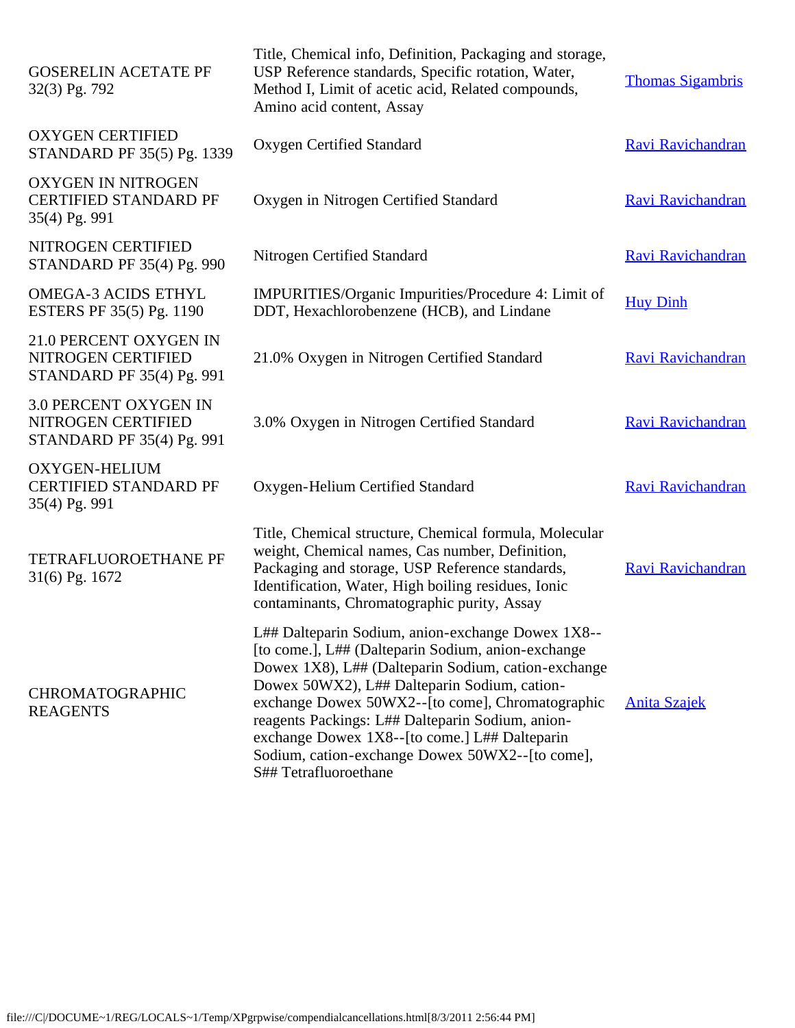| | | |
|---|---|---|
| GOSERELIN ACETATE PF 32(3) Pg. 792 | Title, Chemical info, Definition, Packaging and storage, USP Reference standards, Specific rotation, Water, Method I, Limit of acetic acid, Related compounds, Amino acid content, Assay | Thomas Sigambris |
| OXYGEN CERTIFIED STANDARD PF 35(5) Pg. 1339 | Oxygen Certified Standard | Ravi Ravichandran |
| OXYGEN IN NITROGEN CERTIFIED STANDARD PF 35(4) Pg. 991 | Oxygen in Nitrogen Certified Standard | Ravi Ravichandran |
| NITROGEN CERTIFIED STANDARD PF 35(4) Pg. 990 | Nitrogen Certified Standard | Ravi Ravichandran |
| OMEGA-3 ACIDS ETHYL ESTERS PF 35(5) Pg. 1190 | IMPURITIES/Organic Impurities/Procedure 4: Limit of DDT, Hexachlorobenzene (HCB), and Lindane | Huy Dinh |
| 21.0 PERCENT OXYGEN IN NITROGEN CERTIFIED STANDARD PF 35(4) Pg. 991 | 21.0% Oxygen in Nitrogen Certified Standard | Ravi Ravichandran |
| 3.0 PERCENT OXYGEN IN NITROGEN CERTIFIED STANDARD PF 35(4) Pg. 991 | 3.0% Oxygen in Nitrogen Certified Standard | Ravi Ravichandran |
| OXYGEN-HELIUM CERTIFIED STANDARD PF 35(4) Pg. 991 | Oxygen-Helium Certified Standard | Ravi Ravichandran |
| TETRAFLUOROETHANE PF 31(6) Pg. 1672 | Title, Chemical structure, Chemical formula, Molecular weight, Chemical names, Cas number, Definition, Packaging and storage, USP Reference standards, Identification, Water, High boiling residues, Ionic contaminants, Chromatographic purity, Assay | Ravi Ravichandran |
| CHROMATOGRAPHIC REAGENTS | L## Dalteparin Sodium, anion-exchange Dowex 1X8--[to come.], L## (Dalteparin Sodium, anion-exchange Dowex 1X8), L## (Dalteparin Sodium, cation-exchange Dowex 50WX2), L## Dalteparin Sodium, cation-exchange Dowex 50WX2--[to come], Chromatographic reagents Packings: L## Dalteparin Sodium, anion-exchange Dowex 1X8--[to come.] L## Dalteparin Sodium, cation-exchange Dowex 50WX2--[to come], S## Tetrafluoroethane | Anita Szajek |